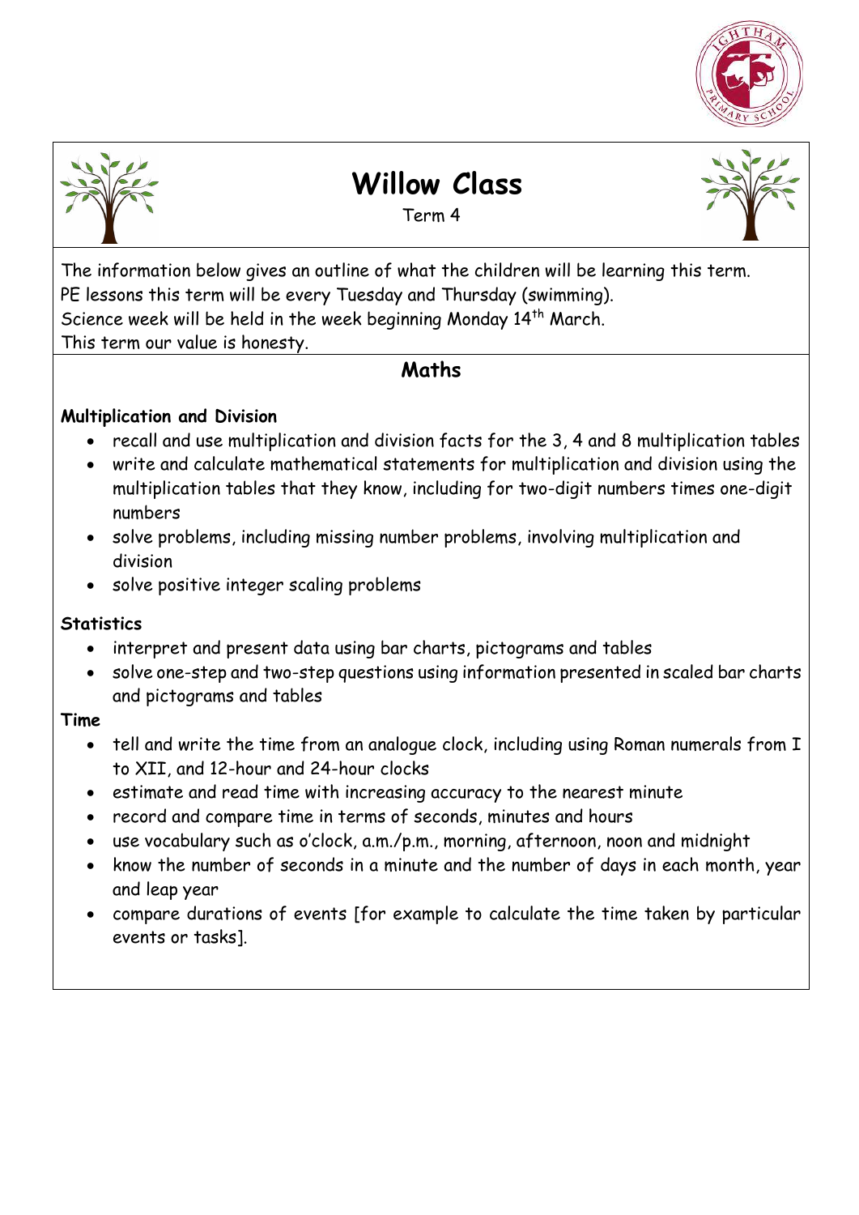# Willow Class

Term 4

The information below gives an outline of what the children will be learning this term.
PE lessons this term will be every Tuesday and Thursday (swimming).
Science week will be held in the week beginning Monday 14th March.
This term our value is honesty.

## Maths

**Multiplication and Division**

- recall and use multiplication and division facts for the 3, 4 and 8 multiplication tables
- write and calculate mathematical statements for multiplication and division using the multiplication tables that they know, including for two-digit numbers times one-digit numbers
- solve problems, including missing number problems, involving multiplication and division
- solve positive integer scaling problems

**Statistics**

- interpret and present data using bar charts, pictograms and tables
- solve one-step and two-step questions using information presented in scaled bar charts and pictograms and tables

**Time**

- tell and write the time from an analogue clock, including using Roman numerals from I to XII, and 12-hour and 24-hour clocks
- estimate and read time with increasing accuracy to the nearest minute
- record and compare time in terms of seconds, minutes and hours
- use vocabulary such as o'clock, a.m./p.m., morning, afternoon, noon and midnight
- know the number of seconds in a minute and the number of days in each month, year and leap year
- compare durations of events [for example to calculate the time taken by particular events or tasks].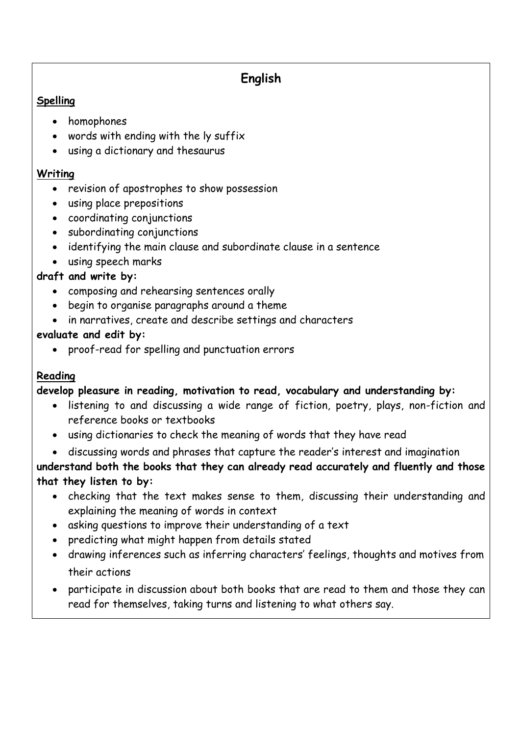# English

**Spelling**

- homophones
- words with ending with the ly suffix
- using a dictionary and thesaurus

**Writing**

- revision of apostrophes to show possession
- using place prepositions
- coordinating conjunctions
- subordinating conjunctions
- identifying the main clause and subordinate clause in a sentence
- using speech marks

**draft and write by:**

- composing and rehearsing sentences orally
- begin to organise paragraphs around a theme
- in narratives, create and describe settings and characters

**evaluate and edit by:**

- proof-read for spelling and punctuation errors

**Reading**

**develop pleasure in reading, motivation to read, vocabulary and understanding by:**

- listening to and discussing a wide range of fiction, poetry, plays, non-fiction and reference books or textbooks
- using dictionaries to check the meaning of words that they have read
- discussing words and phrases that capture the reader's interest and imagination

**understand both the books that they can already read accurately and fluently and those that they listen to by:**

- checking that the text makes sense to them, discussing their understanding and explaining the meaning of words in context
- asking questions to improve their understanding of a text
- predicting what might happen from details stated
- drawing inferences such as inferring characters' feelings, thoughts and motives from their actions
- participate in discussion about both books that are read to them and those they can read for themselves, taking turns and listening to what others say.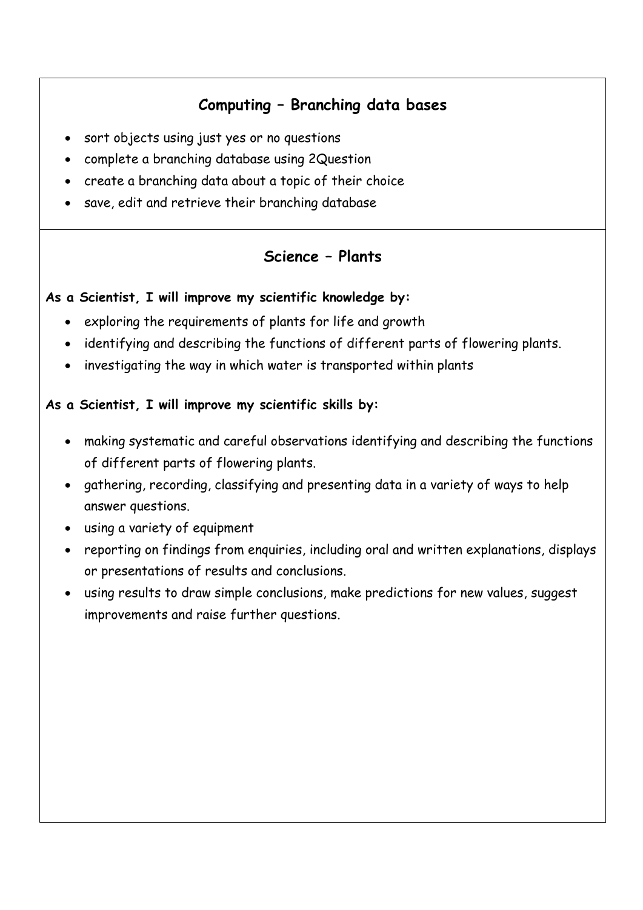## Computing – Branching data bases

- sort objects using just yes or no questions
- complete a branching database using 2Question
- create a branching data about a topic of their choice
- save, edit and retrieve their branching database

## Science – Plants

**As a Scientist, I will improve my scientific knowledge by:**

- exploring the requirements of plants for life and growth
- identifying and describing the functions of different parts of flowering plants.
- investigating the way in which water is transported within plants

**As a Scientist, I will improve my scientific skills by:**

- making systematic and careful observations identifying and describing the functions of different parts of flowering plants.
- gathering, recording, classifying and presenting data in a variety of ways to help answer questions.
- using a variety of equipment
- reporting on findings from enquiries, including oral and written explanations, displays or presentations of results and conclusions.
- using results to draw simple conclusions, make predictions for new values, suggest improvements and raise further questions.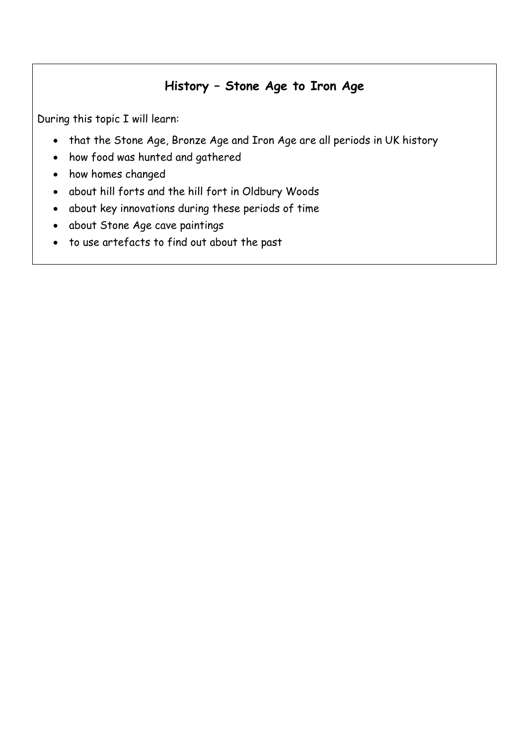## History – Stone Age to Iron Age

During this topic I will learn:

- that the Stone Age, Bronze Age and Iron Age are all periods in UK history
- how food was hunted and gathered
- how homes changed
- about hill forts and the hill fort in Oldbury Woods
- about key innovations during these periods of time
- about Stone Age cave paintings
- to use artefacts to find out about the past